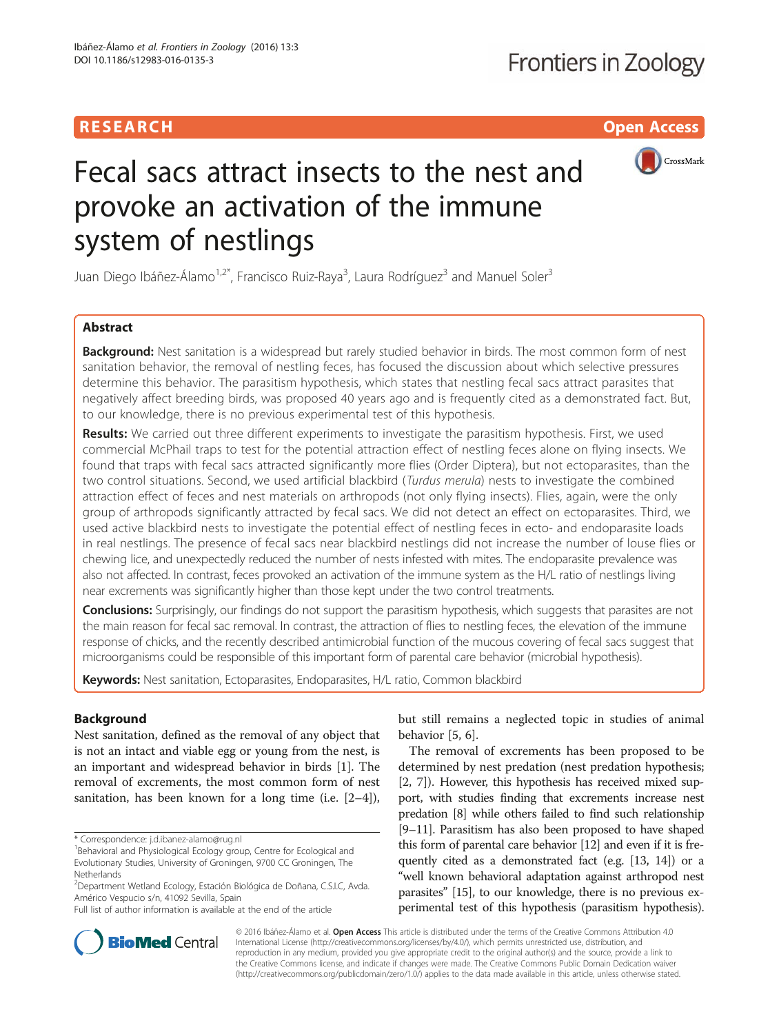RESEARCH Open Access

# Fecal sacs attract insects to the nest and provoke an activation of the immune system of nestlings

Juan Diego Ibáñez-Álamo[1,2*], Francisco Ruiz-Raya[3], Laura Rodríguez[3] and Manuel Soler[3]

## Abstract

**Background:** Nest sanitation is a widespread but rarely studied behavior in birds. The most common form of nest sanitation behavior, the removal of nestling feces, has focused the discussion about which selective pressures determine this behavior. The parasitism hypothesis, which states that nestling fecal sacs attract parasites that negatively affect breeding birds, was proposed 40 years ago and is frequently cited as a demonstrated fact. But, to our knowledge, there is no previous experimental test of this hypothesis.

**Results:** We carried out three different experiments to investigate the parasitism hypothesis. First, we used commercial McPhail traps to test for the potential attraction effect of nestling feces alone on flying insects. We found that traps with fecal sacs attracted significantly more flies (Order Diptera), but not ectoparasites, than the two control situations. Second, we used artificial blackbird (*Turdus merula*) nests to investigate the combined attraction effect of feces and nest materials on arthropods (not only flying insects). Flies, again, were the only group of arthropods significantly attracted by fecal sacs. We did not detect an effect on ectoparasites. Third, we used active blackbird nests to investigate the potential effect of nestling feces in ecto- and endoparasite loads in real nestlings. The presence of fecal sacs near blackbird nestlings did not increase the number of louse flies or chewing lice, and unexpectedly reduced the number of nests infested with mites. The endoparasite prevalence was also not affected. In contrast, feces provoked an activation of the immune system as the H/L ratio of nestlings living near excrements was significantly higher than those kept under the two control treatments.

**Conclusions:** Surprisingly, our findings do not support the parasitism hypothesis, which suggests that parasites are not the main reason for fecal sac removal. In contrast, the attraction of flies to nestling feces, the elevation of the immune response of chicks, and the recently described antimicrobial function of the mucous covering of fecal sacs suggest that microorganisms could be responsible of this important form of parental care behavior (microbial hypothesis).

**Keywords:** Nest sanitation, Ectoparasites, Endoparasites, H/L ratio, Common blackbird

## Background

Nest sanitation, defined as the removal of any object that is not an intact and viable egg or young from the nest, is an important and widespread behavior in birds [1]. The removal of excrements, the most common form of nest sanitation, has been known for a long time (i.e. [2–4]), but still remains a neglected topic in studies of animal behavior [5, 6].

The removal of excrements has been proposed to be determined by nest predation (nest predation hypothesis; [2, 7]). However, this hypothesis has received mixed support, with studies finding that excrements increase nest predation [8] while others failed to find such relationship [9–11]. Parasitism has also been proposed to have shaped this form of parental care behavior [12] and even if it is frequently cited as a demonstrated fact (e.g. [13, 14]) or a "well known behavioral adaptation against arthropod nest parasites" [15], to our knowledge, there is no previous experimental test of this hypothesis (parasitism hypothesis).

* Correspondence: j.d.ibanez-alamo@rug.nl
[1] Behavioral and Physiological Ecology group, Centre for Ecological and Evolutionary Studies, University of Groningen, 9700 CC Groningen, The Netherlands
[2] Department Wetland Ecology, Estación Biológica de Doñana, C.S.I.C, Avda. Américo Vespucio s/n, 41092 Sevilla, Spain
Full list of author information is available at the end of the article

© 2016 Ibáñez-Álamo et al. **Open Access** This article is distributed under the terms of the Creative Commons Attribution 4.0 International License (http://creativecommons.org/licenses/by/4.0/), which permits unrestricted use, distribution, and reproduction in any medium, provided you give appropriate credit to the original author(s) and the source, provide a link to the Creative Commons license, and indicate if changes were made. The Creative Commons Public Domain Dedication waiver (http://creativecommons.org/publicdomain/zero/1.0/) applies to the data made available in this article, unless otherwise stated.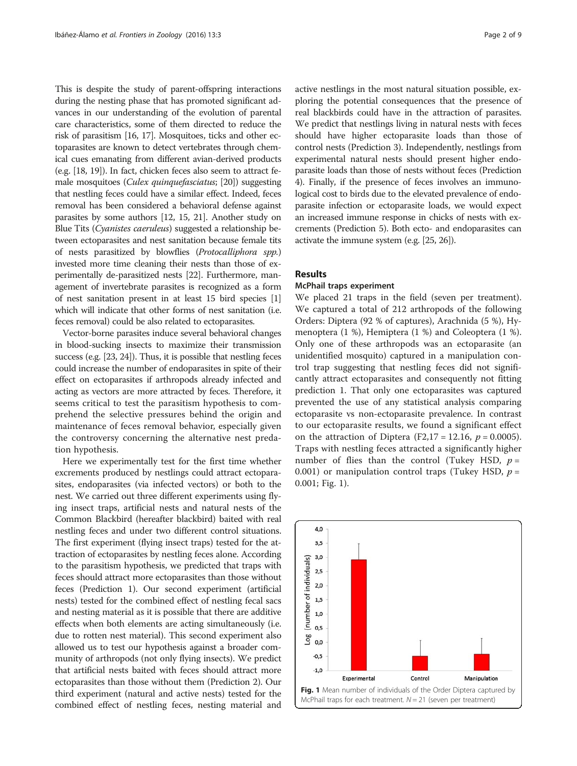This is despite the study of parent-offspring interactions during the nesting phase that has promoted significant advances in our understanding of the evolution of parental care characteristics, some of them directed to reduce the risk of parasitism [16, 17]. Mosquitoes, ticks and other ectoparasites are known to detect vertebrates through chemical cues emanating from different avian-derived products (e.g. [18, 19]). In fact, chicken feces also seem to attract female mosquitoes (*Culex quinquefasciatus*; [20]) suggesting that nestling feces could have a similar effect. Indeed, feces removal has been considered a behavioral defense against parasites by some authors [12, 15, 21]. Another study on Blue Tits (*Cyanistes caeruleus*) suggested a relationship between ectoparasites and nest sanitation because female tits of nests parasitized by blowflies (*Protocalliphora spp.*) invested more time cleaning their nests than those of experimentally de-parasitized nests [22]. Furthermore, management of invertebrate parasites is recognized as a form of nest sanitation present in at least 15 bird species [1] which will indicate that other forms of nest sanitation (i.e. feces removal) could be also related to ectoparasites.

Vector-borne parasites induce several behavioral changes in blood-sucking insects to maximize their transmission success (e.g. [23, 24]). Thus, it is possible that nestling feces could increase the number of endoparasites in spite of their effect on ectoparasites if arthropods already infected and acting as vectors are more attracted by feces. Therefore, it seems critical to test the parasitism hypothesis to comprehend the selective pressures behind the origin and maintenance of feces removal behavior, especially given the controversy concerning the alternative nest predation hypothesis.

Here we experimentally test for the first time whether excrements produced by nestlings could attract ectoparasites, endoparasites (via infected vectors) or both to the nest. We carried out three different experiments using flying insect traps, artificial nests and natural nests of the Common Blackbird (hereafter blackbird) baited with real nestling feces and under two different control situations. The first experiment (flying insect traps) tested for the attraction of ectoparasites by nestling feces alone. According to the parasitism hypothesis, we predicted that traps with feces should attract more ectoparasites than those without feces (Prediction 1). Our second experiment (artificial nests) tested for the combined effect of nestling fecal sacs and nesting material as it is possible that there are additive effects when both elements are acting simultaneously (i.e. due to rotten nest material). This second experiment also allowed us to test our hypothesis against a broader community of arthropods (not only flying insects). We predict that artificial nests baited with feces should attract more ectoparasites than those without them (Prediction 2). Our third experiment (natural and active nests) tested for the combined effect of nestling feces, nesting material and active nestlings in the most natural situation possible, exploring the potential consequences that the presence of real blackbirds could have in the attraction of parasites. We predict that nestlings living in natural nests with feces should have higher ectoparasite loads than those of control nests (Prediction 3). Independently, nestlings from experimental natural nests should present higher endoparasite loads than those of nests without feces (Prediction 4). Finally, if the presence of feces involves an immunological cost to birds due to the elevated prevalence of endoparasite infection or ectoparasite loads, we would expect an increased immune response in chicks of nests with excrements (Prediction 5). Both ecto- and endoparasites can activate the immune system (e.g. [25, 26]).

## Results

### McPhail traps experiment

We placed 21 traps in the field (seven per treatment). We captured a total of 212 arthropods of the following Orders: Diptera (92 % of captures), Arachnida (5 %), Hymenoptera (1 %), Hemiptera (1 %) and Coleoptera (1 %). Only one of these arthropods was an ectoparasite (an unidentified mosquito) captured in a manipulation control trap suggesting that nestling feces did not significantly attract ectoparasites and consequently not fitting prediction 1. That only one ectoparasites was captured prevented the use of any statistical analysis comparing ectoparasite vs non-ectoparasite prevalence. In contrast to our ectoparasite results, we found a significant effect on the attraction of Diptera ($F_{2,17} = 12.16$, $p = 0.0005$). Traps with nestling feces attracted a significantly higher number of flies than the control (Tukey HSD, $p = 0.001$) or manipulation control traps (Tukey HSD, $p = 0.001$; Fig. 1).

**Fig. 1** Mean number of individuals of the Order Diptera captured by McPhail traps for each treatment. $N = 21$ (seven per treatment)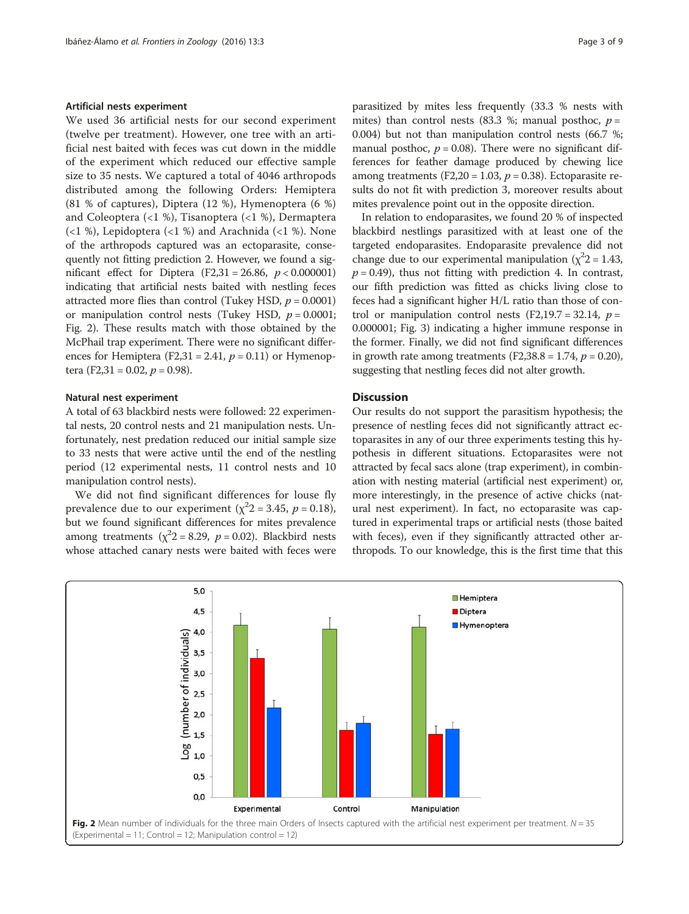### Artificial nests experiment

We used 36 artificial nests for our second experiment (twelve per treatment). However, one tree with an artificial nest baited with feces was cut down in the middle of the experiment which reduced our effective sample size to 35 nests. We captured a total of 4046 arthropods distributed among the following Orders: Hemiptera (81 % of captures), Diptera (12 %), Hymenoptera (6 %) and Coleoptera (<1 %), Tisanoptera (<1 %), Dermaptera (<1 %), Lepidoptera (<1 %) and Arachnida (<1 %). None of the arthropods captured was an ectoparasite, consequently not fitting prediction 2. However, we found a significant effect for Diptera ($F_{2,31} = 26.86$, $p < 0.000001$) indicating that artificial nests baited with nestling feces attracted more flies than control (Tukey HSD, $p = 0.0001$) or manipulation control nests (Tukey HSD, $p = 0.0001$; Fig. 2). These results match with those obtained by the McPhail trap experiment. There were no significant differences for Hemiptera ($F_{2,31} = 2.41$, $p = 0.11$) or Hymenoptera ($F_{2,31} = 0.02$, $p = 0.98$).

### Natural nest experiment

A total of 63 blackbird nests were followed: 22 experimental nests, 20 control nests and 21 manipulation nests. Unfortunately, nest predation reduced our initial sample size to 33 nests that were active until the end of the nestling period (12 experimental nests, 11 control nests and 10 manipulation control nests).

We did not find significant differences for louse fly prevalence due to our experiment ($\chi^2_2 = 3.45$, $p = 0.18$), but we found significant differences for mites prevalence among treatments ($\chi^2_2 = 8.29$, $p = 0.02$). Blackbird nests whose attached canary nests were baited with feces were parasitized by mites less frequently (33.3 % nests with mites) than control nests (83.3 %; manual posthoc, $p = 0.004$) but not than manipulation control nests (66.7 %; manual posthoc, $p = 0.08$). There were no significant differences for feather damage produced by chewing lice among treatments ($F_{2,20} = 1.03$, $p = 0.38$). Ectoparasite results do not fit with prediction 3, moreover results about mites prevalence point out in the opposite direction.

In relation to endoparasites, we found 20 % of inspected blackbird nestlings parasitized with at least one of the targeted endoparasites. Endoparasite prevalence did not change due to our experimental manipulation ($\chi^2_2 = 1.43$, $p = 0.49$), thus not fitting with prediction 4. In contrast, our fifth prediction was fitted as chicks living close to feces had a significant higher H/L ratio than those of control or manipulation control nests ($F_{2,19.7} = 32.14$, $p = 0.000001$; Fig. 3) indicating a higher immune response in the former. Finally, we did not find significant differences in growth rate among treatments ($F_{2,38.8} = 1.74$, $p = 0.20$), suggesting that nestling feces did not alter growth.

## Discussion

Our results do not support the parasitism hypothesis; the presence of nestling feces did not significantly attract ectoparasites in any of our three experiments testing this hypothesis in different situations. Ectoparasites were not attracted by fecal sacs alone (trap experiment), in combination with nesting material (artificial nest experiment) or, more interestingly, in the presence of active chicks (natural nest experiment). In fact, no ectoparasite was captured in experimental traps or artificial nests (those baited with feces), even if they significantly attracted other arthropods. To our knowledge, this is the first time that this

**Fig. 2** Mean number of individuals for the three main Orders of Insects captured with the artificial nest experiment per treatment. $N = 35$ (Experimental = 11; Control = 12; Manipulation control = 12)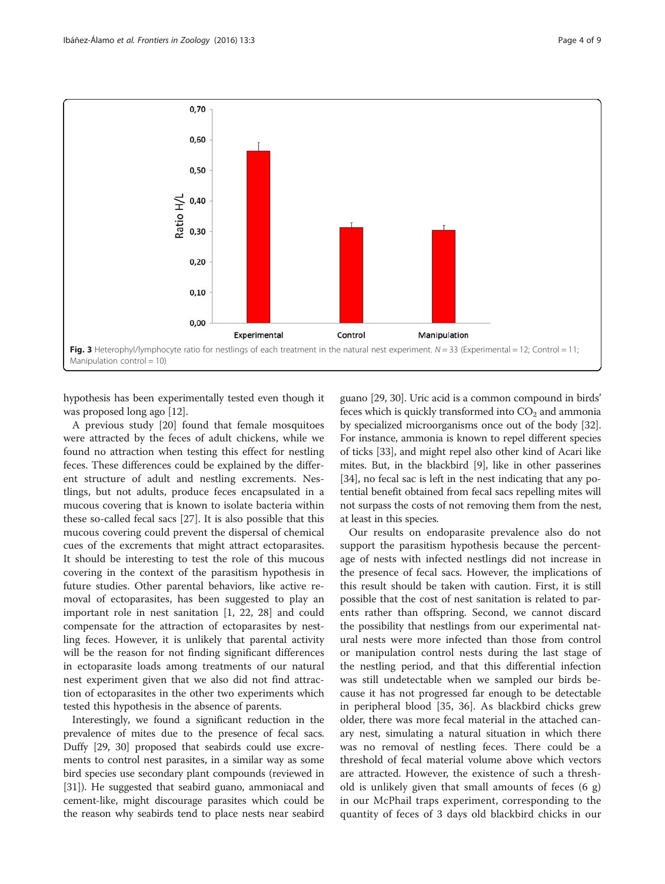Fig. 3 Heterophyl/lymphocyte ratio for nestlings of each treatment in the natural nest experiment. $N = 33$ (Experimental = 12; Control = 11; Manipulation control = 10)

hypothesis has been experimentally tested even though it was proposed long ago [12].

A previous study [20] found that female mosquitoes were attracted by the feces of adult chickens, while we found no attraction when testing this effect for nestling feces. These differences could be explained by the different structure of adult and nestling excrements. Nestlings, but not adults, produce feces encapsulated in a mucous covering that is known to isolate bacteria within these so-called fecal sacs [27]. It is also possible that this mucous covering could prevent the dispersal of chemical cues of the excrements that might attract ectoparasites. It should be interesting to test the role of this mucous covering in the context of the parasitism hypothesis in future studies. Other parental behaviors, like active removal of ectoparasites, has been suggested to play an important role in nest sanitation [1, 22, 28] and could compensate for the attraction of ectoparasites by nestling feces. However, it is unlikely that parental activity will be the reason for not finding significant differences in ectoparasite loads among treatments of our natural nest experiment given that we also did not find attraction of ectoparasites in the other two experiments which tested this hypothesis in the absence of parents.

Interestingly, we found a significant reduction in the prevalence of mites due to the presence of fecal sacs. Duffy [29, 30] proposed that seabirds could use excrements to control nest parasites, in a similar way as some bird species use secondary plant compounds (reviewed in [31]). He suggested that seabird guano, ammoniacal and cement-like, might discourage parasites which could be the reason why seabirds tend to place nests near seabird guano [29, 30]. Uric acid is a common compound in birds' feces which is quickly transformed into $CO_2$ and ammonia by specialized microorganisms once out of the body [32]. For instance, ammonia is known to repel different species of ticks [33], and might repel also other kind of Acari like mites. But, in the blackbird [9], like in other passerines [34], no fecal sac is left in the nest indicating that any potential benefit obtained from fecal sacs repelling mites will not surpass the costs of not removing them from the nest, at least in this species.

Our results on endoparasite prevalence also do not support the parasitism hypothesis because the percentage of nests with infected nestlings did not increase in the presence of fecal sacs. However, the implications of this result should be taken with caution. First, it is still possible that the cost of nest sanitation is related to parents rather than offspring. Second, we cannot discard the possibility that nestlings from our experimental natural nests were more infected than those from control or manipulation control nests during the last stage of the nestling period, and that this differential infection was still undetectable when we sampled our birds because it has not progressed far enough to be detectable in peripheral blood [35, 36]. As blackbird chicks grew older, there was more fecal material in the attached canary nest, simulating a natural situation in which there was no removal of nestling feces. There could be a threshold of fecal material volume above which vectors are attracted. However, the existence of such a threshold is unlikely given that small amounts of feces (6 g) in our McPhail traps experiment, corresponding to the quantity of feces of 3 days old blackbird chicks in our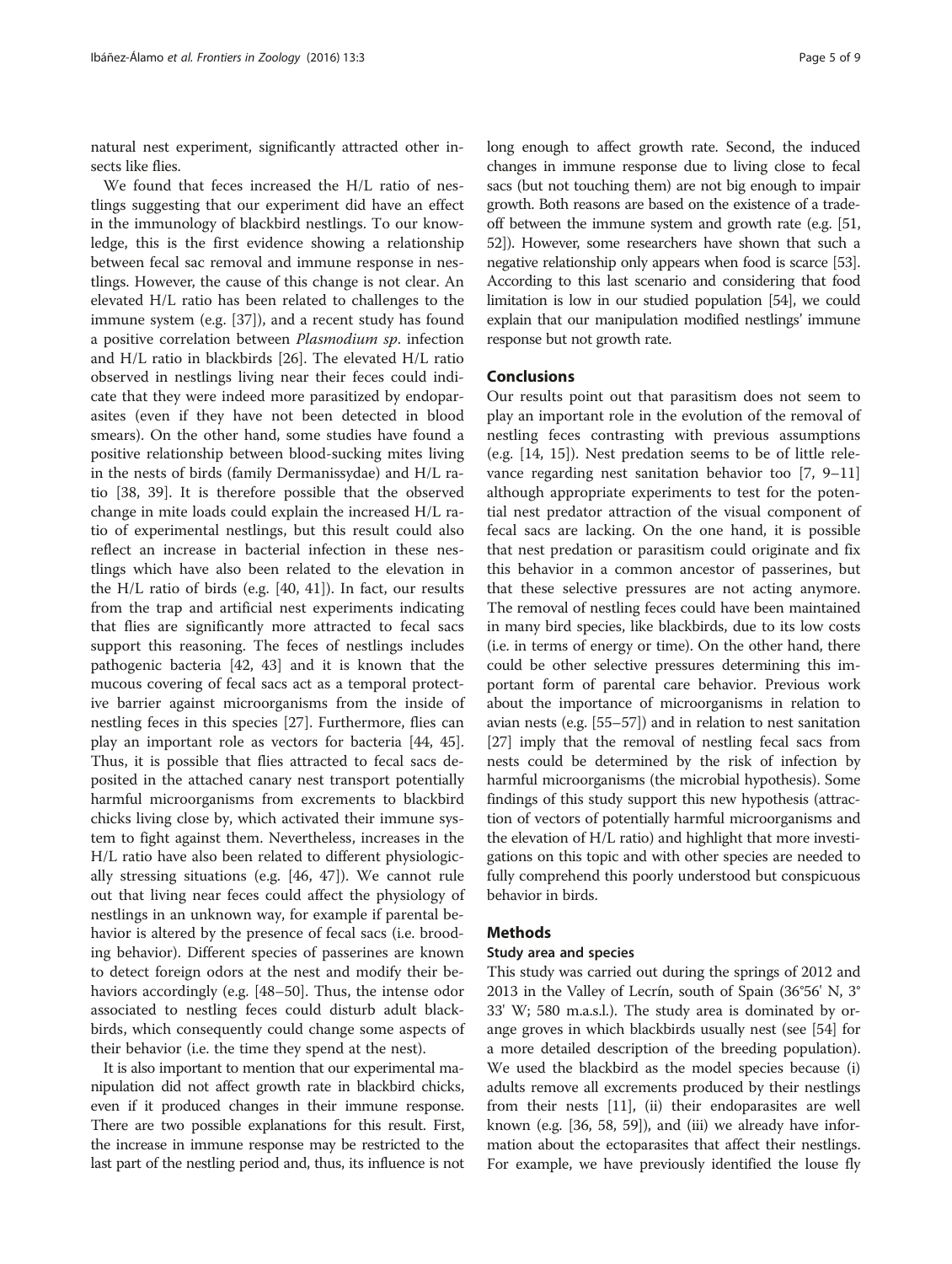natural nest experiment, significantly attracted other insects like flies.

We found that feces increased the H/L ratio of nestlings suggesting that our experiment did have an effect in the immunology of blackbird nestlings. To our knowledge, this is the first evidence showing a relationship between fecal sac removal and immune response in nestlings. However, the cause of this change is not clear. An elevated H/L ratio has been related to challenges to the immune system (e.g. [37]), and a recent study has found a positive correlation between *Plasmodium sp.* infection and H/L ratio in blackbirds [26]. The elevated H/L ratio observed in nestlings living near their feces could indicate that they were indeed more parasitized by endoparasites (even if they have not been detected in blood smears). On the other hand, some studies have found a positive relationship between blood-sucking mites living in the nests of birds (family Dermanissydae) and H/L ratio [38, 39]. It is therefore possible that the observed change in mite loads could explain the increased H/L ratio of experimental nestlings, but this result could also reflect an increase in bacterial infection in these nestlings which have also been related to the elevation in the H/L ratio of birds (e.g. [40, 41]). In fact, our results from the trap and artificial nest experiments indicating that flies are significantly more attracted to fecal sacs support this reasoning. The feces of nestlings includes pathogenic bacteria [42, 43] and it is known that the mucous covering of fecal sacs act as a temporal protective barrier against microorganisms from the inside of nestling feces in this species [27]. Furthermore, flies can play an important role as vectors for bacteria [44, 45]. Thus, it is possible that flies attracted to fecal sacs deposited in the attached canary nest transport potentially harmful microorganisms from excrements to blackbird chicks living close by, which activated their immune system to fight against them. Nevertheless, increases in the H/L ratio have also been related to different physiologically stressing situations (e.g. [46, 47]). We cannot rule out that living near feces could affect the physiology of nestlings in an unknown way, for example if parental behavior is altered by the presence of fecal sacs (i.e. brooding behavior). Different species of passerines are known to detect foreign odors at the nest and modify their behaviors accordingly (e.g. [48–50]. Thus, the intense odor associated to nestling feces could disturb adult blackbirds, which consequently could change some aspects of their behavior (i.e. the time they spend at the nest).

It is also important to mention that our experimental manipulation did not affect growth rate in blackbird chicks, even if it produced changes in their immune response. There are two possible explanations for this result. First, the increase in immune response may be restricted to the last part of the nestling period and, thus, its influence is not long enough to affect growth rate. Second, the induced changes in immune response due to living close to fecal sacs (but not touching them) are not big enough to impair growth. Both reasons are based on the existence of a trade-off between the immune system and growth rate (e.g. [51, 52]). However, some researchers have shown that such a negative relationship only appears when food is scarce [53]. According to this last scenario and considering that food limitation is low in our studied population [54], we could explain that our manipulation modified nestlings' immune response but not growth rate.

## Conclusions

Our results point out that parasitism does not seem to play an important role in the evolution of the removal of nestling feces contrasting with previous assumptions (e.g. [14, 15]). Nest predation seems to be of little relevance regarding nest sanitation behavior too [7, 9–11] although appropriate experiments to test for the potential nest predator attraction of the visual component of fecal sacs are lacking. On the one hand, it is possible that nest predation or parasitism could originate and fix this behavior in a common ancestor of passerines, but that these selective pressures are not acting anymore. The removal of nestling feces could have been maintained in many bird species, like blackbirds, due to its low costs (i.e. in terms of energy or time). On the other hand, there could be other selective pressures determining this important form of parental care behavior. Previous work about the importance of microorganisms in relation to avian nests (e.g. [55–57]) and in relation to nest sanitation [27] imply that the removal of nestling fecal sacs from nests could be determined by the risk of infection by harmful microorganisms (the microbial hypothesis). Some findings of this study support this new hypothesis (attraction of vectors of potentially harmful microorganisms and the elevation of H/L ratio) and highlight that more investigations on this topic and with other species are needed to fully comprehend this poorly understood but conspicuous behavior in birds.

## Methods

### Study area and species

This study was carried out during the springs of 2012 and 2013 in the Valley of Lecrín, south of Spain (36°56' N, 3° 33' W; 580 m.a.s.l.). The study area is dominated by orange groves in which blackbirds usually nest (see [54] for a more detailed description of the breeding population). We used the blackbird as the model species because (i) adults remove all excrements produced by their nestlings from their nests [11], (ii) their endoparasites are well known (e.g. [36, 58, 59]), and (iii) we already have information about the ectoparasites that affect their nestlings. For example, we have previously identified the louse fly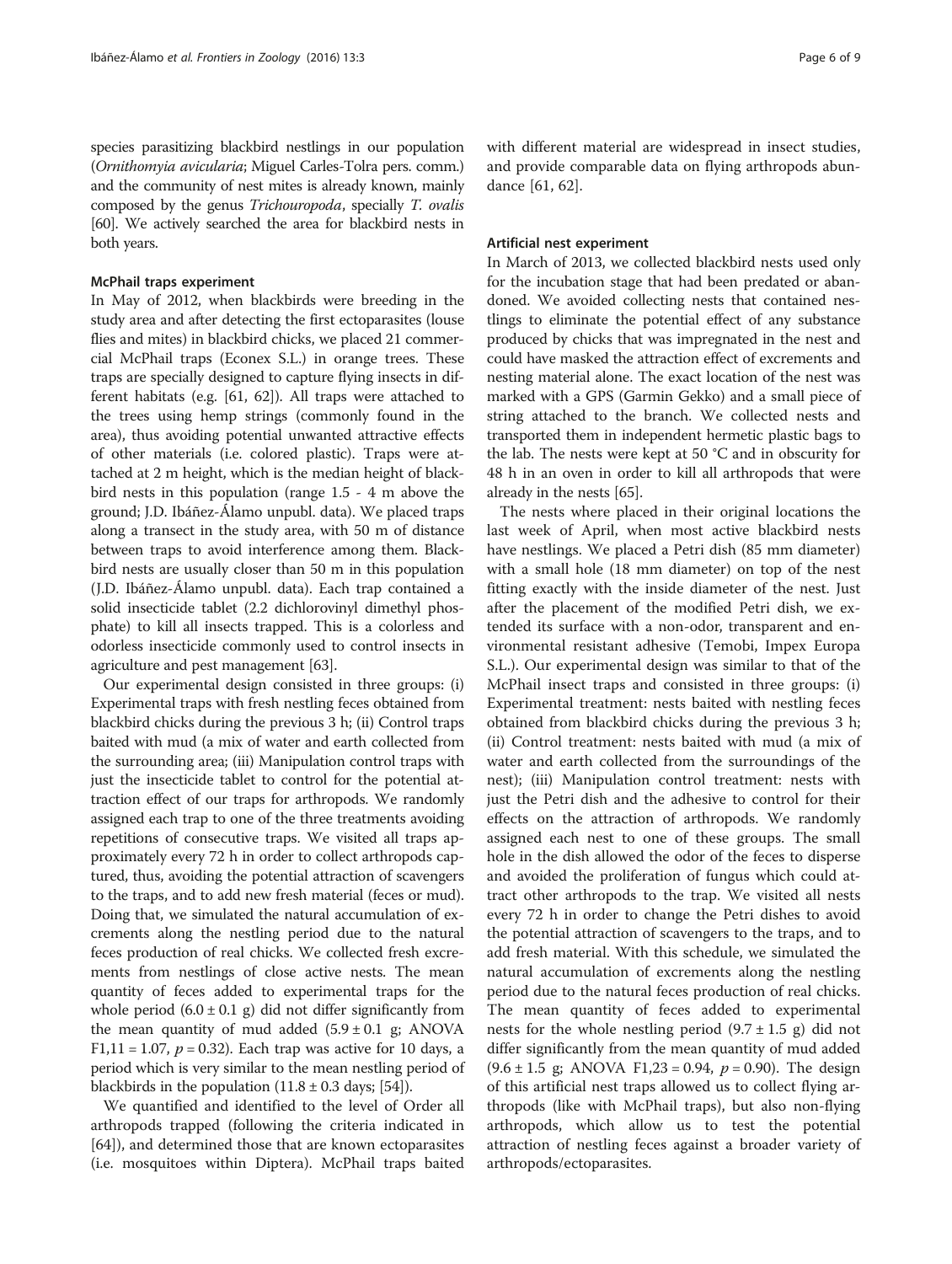species parasitizing blackbird nestlings in our population (*Ornithomyia avicularia*; Miguel Carles-Tolra pers. comm.) and the community of nest mites is already known, mainly composed by the genus *Trichouropoda*, specially *T. ovalis* [60]. We actively searched the area for blackbird nests in both years.

### McPhail traps experiment

In May of 2012, when blackbirds were breeding in the study area and after detecting the first ectoparasites (louse flies and mites) in blackbird chicks, we placed 21 commercial McPhail traps (Econex S.L.) in orange trees. These traps are specially designed to capture flying insects in different habitats (e.g. [61, 62]). All traps were attached to the trees using hemp strings (commonly found in the area), thus avoiding potential unwanted attractive effects of other materials (i.e. colored plastic). Traps were attached at 2 m height, which is the median height of blackbird nests in this population (range 1.5 - 4 m above the ground; J.D. Ibáñez-Álamo unpubl. data). We placed traps along a transect in the study area, with 50 m of distance between traps to avoid interference among them. Blackbird nests are usually closer than 50 m in this population (J.D. Ibáñez-Álamo unpubl. data). Each trap contained a solid insecticide tablet (2.2 dichlorovinyl dimethyl phosphate) to kill all insects trapped. This is a colorless and odorless insecticide commonly used to control insects in agriculture and pest management [63].

Our experimental design consisted in three groups: (i) Experimental traps with fresh nestling feces obtained from blackbird chicks during the previous 3 h; (ii) Control traps baited with mud (a mix of water and earth collected from the surrounding area; (iii) Manipulation control traps with just the insecticide tablet to control for the potential attraction effect of our traps for arthropods. We randomly assigned each trap to one of the three treatments avoiding repetitions of consecutive traps. We visited all traps approximately every 72 h in order to collect arthropods captured, thus, avoiding the potential attraction of scavengers to the traps, and to add new fresh material (feces or mud). Doing that, we simulated the natural accumulation of excrements along the nestling period due to the natural feces production of real chicks. We collected fresh excrements from nestlings of close active nests. The mean quantity of feces added to experimental traps for the whole period ($6.0 \pm 0.1$ g) did not differ significantly from the mean quantity of mud added ($5.9 \pm 0.1$ g; ANOVA $F_{1,11} = 1.07$, $p = 0.32$). Each trap was active for 10 days, a period which is very similar to the mean nestling period of blackbirds in the population ($11.8 \pm 0.3$ days; [54]).

We quantified and identified to the level of Order all arthropods trapped (following the criteria indicated in [64]), and determined those that are known ectoparasites (i.e. mosquitoes within Diptera). McPhail traps baited with different material are widespread in insect studies, and provide comparable data on flying arthropods abundance [61, 62].

### Artificial nest experiment

In March of 2013, we collected blackbird nests used only for the incubation stage that had been predated or abandoned. We avoided collecting nests that contained nestlings to eliminate the potential effect of any substance produced by chicks that was impregnated in the nest and could have masked the attraction effect of excrements and nesting material alone. The exact location of the nest was marked with a GPS (Garmin Gekko) and a small piece of string attached to the branch. We collected nests and transported them in independent hermetic plastic bags to the lab. The nests were kept at 50 °C and in obscurity for 48 h in an oven in order to kill all arthropods that were already in the nests [65].

The nests where placed in their original locations the last week of April, when most active blackbird nests have nestlings. We placed a Petri dish (85 mm diameter) with a small hole (18 mm diameter) on top of the nest fitting exactly with the inside diameter of the nest. Just after the placement of the modified Petri dish, we extended its surface with a non-odor, transparent and environmental resistant adhesive (Temobi, Impex Europa S.L.). Our experimental design was similar to that of the McPhail insect traps and consisted in three groups: (i) Experimental treatment: nests baited with nestling feces obtained from blackbird chicks during the previous 3 h; (ii) Control treatment: nests baited with mud (a mix of water and earth collected from the surroundings of the nest); (iii) Manipulation control treatment: nests with just the Petri dish and the adhesive to control for their effects on the attraction of arthropods. We randomly assigned each nest to one of these groups. The small hole in the dish allowed the odor of the feces to disperse and avoided the proliferation of fungus which could attract other arthropods to the trap. We visited all nests every 72 h in order to change the Petri dishes to avoid the potential attraction of scavengers to the traps, and to add fresh material. With this schedule, we simulated the natural accumulation of excrements along the nestling period due to the natural feces production of real chicks. The mean quantity of feces added to experimental nests for the whole nestling period ($9.7 \pm 1.5$ g) did not differ significantly from the mean quantity of mud added ($9.6 \pm 1.5$ g; ANOVA $F_{1,23} = 0.94$, $p = 0.90$). The design of this artificial nest traps allowed us to collect flying arthropods (like with McPhail traps), but also non-flying arthropods, which allow us to test the potential attraction of nestling feces against a broader variety of arthropods/ectoparasites.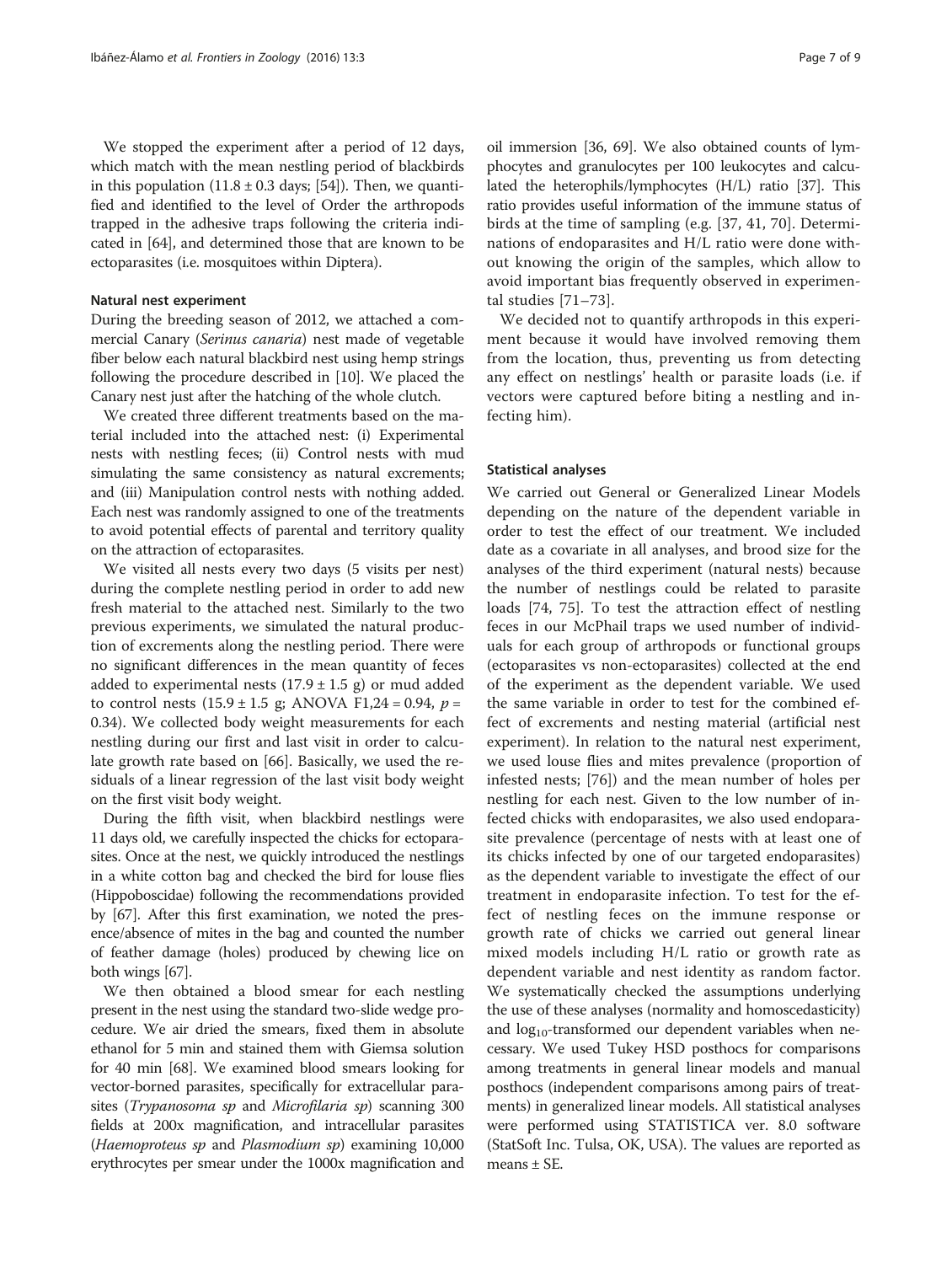We stopped the experiment after a period of 12 days, which match with the mean nestling period of blackbirds in this population (11.8 ± 0.3 days; [54]). Then, we quantified and identified to the level of Order the arthropods trapped in the adhesive traps following the criteria indicated in [64], and determined those that are known to be ectoparasites (i.e. mosquitoes within Diptera).

#### Natural nest experiment

During the breeding season of 2012, we attached a commercial Canary (*Serinus canaria*) nest made of vegetable fiber below each natural blackbird nest using hemp strings following the procedure described in [10]. We placed the Canary nest just after the hatching of the whole clutch.

We created three different treatments based on the material included into the attached nest: (i) Experimental nests with nestling feces; (ii) Control nests with mud simulating the same consistency as natural excrements; and (iii) Manipulation control nests with nothing added. Each nest was randomly assigned to one of the treatments to avoid potential effects of parental and territory quality on the attraction of ectoparasites.

We visited all nests every two days (5 visits per nest) during the complete nestling period in order to add new fresh material to the attached nest. Similarly to the two previous experiments, we simulated the natural production of excrements along the nestling period. There were no significant differences in the mean quantity of feces added to experimental nests (17.9 ± 1.5 g) or mud added to control nests (15.9 ± 1.5 g; ANOVA $F_{1,24} = 0.94$, $p = 0.34$). We collected body weight measurements for each nestling during our first and last visit in order to calculate growth rate based on [66]. Basically, we used the residuals of a linear regression of the last visit body weight on the first visit body weight.

During the fifth visit, when blackbird nestlings were 11 days old, we carefully inspected the chicks for ectoparasites. Once at the nest, we quickly introduced the nestlings in a white cotton bag and checked the bird for louse flies (Hippoboscidae) following the recommendations provided by [67]. After this first examination, we noted the presence/absence of mites in the bag and counted the number of feather damage (holes) produced by chewing lice on both wings [67].

We then obtained a blood smear for each nestling present in the nest using the standard two-slide wedge procedure. We air dried the smears, fixed them in absolute ethanol for 5 min and stained them with Giemsa solution for 40 min [68]. We examined blood smears looking for vector-borned parasites, specifically for extracellular parasites (*Trypanosoma sp* and *Microfilaria sp*) scanning 300 fields at 200x magnification, and intracellular parasites (*Haemoproteus sp* and *Plasmodium sp*) examining 10,000 erythrocytes per smear under the 1000x magnification and oil immersion [36, 69]. We also obtained counts of lymphocytes and granulocytes per 100 leukocytes and calculated the heterophils/lymphocytes (H/L) ratio [37]. This ratio provides useful information of the immune status of birds at the time of sampling (e.g. [37, 41, 70]. Determinations of endoparasites and H/L ratio were done without knowing the origin of the samples, which allow to avoid important bias frequently observed in experimental studies [71–73].

We decided not to quantify arthropods in this experiment because it would have involved removing them from the location, thus, preventing us from detecting any effect on nestlings' health or parasite loads (i.e. if vectors were captured before biting a nestling and infecting him).

#### Statistical analyses

We carried out General or Generalized Linear Models depending on the nature of the dependent variable in order to test the effect of our treatment. We included date as a covariate in all analyses, and brood size for the analyses of the third experiment (natural nests) because the number of nestlings could be related to parasite loads [74, 75]. To test the attraction effect of nestling feces in our McPhail traps we used number of individuals for each group of arthropods or functional groups (ectoparasites vs non-ectoparasites) collected at the end of the experiment as the dependent variable. We used the same variable in order to test for the combined effect of excrements and nesting material (artificial nest experiment). In relation to the natural nest experiment, we used louse flies and mites prevalence (proportion of infested nests; [76]) and the mean number of holes per nestling for each nest. Given to the low number of infected chicks with endoparasites, we also used endoparasite prevalence (percentage of nests with at least one of its chicks infected by one of our targeted endoparasites) as the dependent variable to investigate the effect of our treatment in endoparasite infection. To test for the effect of nestling feces on the immune response or growth rate of chicks we carried out general linear mixed models including H/L ratio or growth rate as dependent variable and nest identity as random factor. We systematically checked the assumptions underlying the use of these analyses (normality and homoscedasticity) and $\log_{10}$-transformed our dependent variables when necessary. We used Tukey HSD posthocs for comparisons among treatments in general linear models and manual posthocs (independent comparisons among pairs of treatments) in generalized linear models. All statistical analyses were performed using STATISTICA ver. 8.0 software (StatSoft Inc. Tulsa, OK, USA). The values are reported as means ± SE.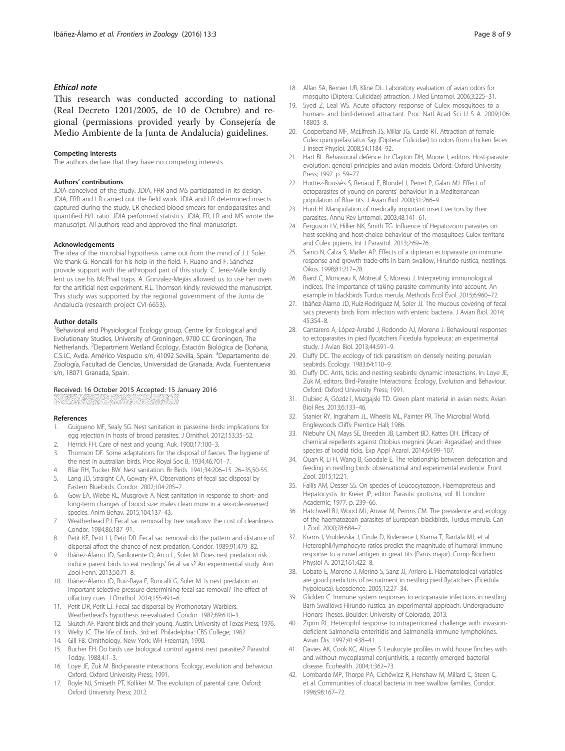### Ethical note

This research was conducted according to national (Real Decreto 1201/2005, de 10 de Octubre) and regional (permissions provided yearly by Consejería de Medio Ambiente de la Junta de Andalucía) guidelines.

#### Competing interests

The authors declare that they have no competing interests.

#### Authors' contributions

JDIA conceived of the study. JDIA, FRR and MS participated in its design. JDIA, FRR and LR carried out the field work. JDIA and LR determined insects captured during the study. LR checked blood smears for endoparasites and quantified H/L ratio. JDIA performed statistics. JDIA, FR, LR and MS wrote the manuscript. All authors read and approved the final manuscript.

#### Acknowledgements

The idea of the microbial hypothesis came out from the mind of J.J. Soler. We thank G. Roncalli for his help in the field. F. Ruano and F. Sánchez provide support with the arthropod part of this study. C. Jerez-Valle kindly lent us use his McPhail traps. A. Gonzalez-Mejías allowed us to use her oven for the artificial nest experiment. R.L. Thomson kindly reviewed the manuscript. This study was supported by the regional government of the Junta de Andalucía (research project CVI-6653).

#### Author details

[1]Behavioral and Physiological Ecology group, Centre for Ecological and Evolutionary Studies, University of Groningen, 9700 CC Groningen, The Netherlands. [2]Department Wetland Ecology, Estación Biológica de Doñana, C.S.I.C, Avda. Américo Vespucio s/n, 41092 Sevilla, Spain. [3]Departamento de Zoología, Facultad de Ciencias, Universidad de Granada, Avda. Fuentenueva s/n, 18071 Granada, Spain.

Received: 16 October 2015 Accepted: 15 January 2016

#### References

1. Guigueno MF, Sealy SG. Nest sanitation in passerine birds: implications for egg rejection in hosts of brood parasites. J Ornithol. 2012;153:35–52.
2. Herrick FH. Care of nest and young. Auk. 1900;17:100–3.
3. Thomson DF. Some adaptations for the disposal of faeces. The hygiene of the nest in australian birds. Proc Royal Soc B. 1934;46:701–7.
4. Blair RH, Tucker BW. Nest sanitation. Br Birds. 1941;34:206–15. 26–35,50-55.
5. Lang JD, Straight CA, Gowaty PA. Observations of fecal sac disposal by Eastern Bluebirds. Condor. 2002;104:205–7.
6. Gow EA, Wiebe KL, Musgrove A. Nest sanitation in response to short- and long-term changes of brood size: males clean more in a sex-role-reversed species. Anim Behav. 2015;104:137–43.
7. Weatherhead PJ. Fecal sac removal by tree swallows: the cost of cleanliness. Condor. 1984;86:187–91.
8. Petit KE, Petit LJ, Petit DR. Fecal sac removal: do the pattern and distance of dispersal affect the chance of nest predation. Condor. 1989;91:479–82.
9. Ibáñez-Álamo JD, Sanllorente O, Arco L, Soler M. Does nest predation risk induce parent birds to eat nestlings' fecal sacs? An experimental study. Ann Zool Fenn. 2013;50:71–8.
10. Ibáñez-Álamo JD, Ruiz-Raya F, Roncalli G, Soler M. Is nest predation an important selective pressure determining fecal sac removal? The effect of olfactory cues. J Ornithol. 2014;155:491–6.
11. Petit DR, Petit LJ. Fecal sac dispersal by Prothonotary Warblers: Weatherhead's hypothesis re-evaluated. Condor. 1987;89:610–3.
12. Skutch AF. Parent birds and their young. Austin: University of Texas Press; 1976.
13. Welty JC. The life of birds. 3rd ed. Philadelphia: CBS College; 1982.
14. Gill FB. Ornithology. New York: WH Freeman; 1990.
15. Bucher EH. Do birds use biological control against nest parasites? Parasitol Today. 1988;4:1–3.
16. Loye JE, Zuk M. Bird-parasite interactions. Ecology, evolution and behaviour. Oxford: Oxford University Press; 1991.
17. Royle NJ, Smiseth PT, Kölliker M. The evolution of parental care. Oxford: Oxford University Press; 2012.
18. Allan SA, Bernier UR, Kline DL. Laboratory evaluation of avian odors for mosquito (Diptera: Culicidae) attraction. J Med Entomol. 2006;3:225–31.
19. Syed Z, Leal WS. Acute olfactory response of Culex mosquitoes to a human- and bird-derived attractant. Proc Natl Acad Sci U S A. 2009;106: 18803–8.
20. Cooperband MF, McElfresh JS, Millar JG, Cardé RT. Attraction of female Culex quinquefasciatus Say (Diptera: Culicidae) to odors from chicken feces. J Insect Physiol. 2008;54:1184–92.
21. Hart BL. Behavioural defence. In: Clayton DH, Moore J, editors. Host-parasite evolution: general principles and avian models. Oxford: Oxford University Press; 1997. p. 59–77.
22. Hurtrez-Boussès S, Renaud F, Blondel J, Perret P, Galan MJ. Effect of ectoparasites of young on parents' behaviour in a Mediterranean population of Blue tits. J Avian Biol. 2000;31:266–9.
23. Hurd H. Manipulation of medically important insect vectors by their parasites. Annu Rev Entomol. 2003;48:141–61.
24. Ferguson LV, Hillier NK, Smith TG. Influence of Hepatozoon parasites on host-seeking and host-choice behaviour of the mosquitoes Culex territans and Culex pipiens. Int J Parasitol. 2013;2:69–76.
25. Saino N, Calza S, Møller AP. Effects of a dipteran ectoparasite on immune response and growth trade-offs in barn swallow, Hirundo rustica, nestlings. Oikos. 1998;81:217–28.
26. Biard C, Monceau K, Motreuil S, Moreau J. Interpreting immunological indices: The importance of taking parasite community into account. An example in blackbirds Turdus merula. Methods Ecol Evol. 2015;6:960–72.
27. Ibáñez-Álamo JD, Ruiz-Rodríguez M, Soler JJ. The mucous covering of fecal sacs prevents birds from infection with enteric bacteria. J Avian Biol. 2014; 45:354–8.
28. Cantarero A, López-Arrabé J, Redondo AJ, Moreno J. Behavioural responses to ectoparasites in pied flycatchers Ficedula hypoleuca: an experimental study. J Avian Biol. 2013;44:591–9.
29. Duffy DC. The ecology of tick parasitism on densely nesting peruvian seabirds. Ecology. 1983;64:110–9.
30. Duffy DC. Ants, ticks and nesting seabirds: dynamic interactions. In: Loye JE, Zuk M, editors. Bird-Parasite Interactions: Ecology, Evolution and Behaviour. Oxford: Oxford University Press; 1991.
31. Dubiec A, Gózdz I, Mazgajski TD. Green plant material in avian nests. Avian Biol Res. 2013;6:133–46.
32. Stanier RY, Ingraham JL, Wheelis ML, Painter PR. The Microbial World. Englewoods Cliffs: Prentice Hall; 1986.
33. Niebuhr CN, Mays SE, Breeden JB, Lambert BD, Kattes DH. Efficacy of chemical repellents against Otobius megnini (Acari: Argasidae) and three species of ixodid ticks. Exp Appl Acarol. 2014;64:99–107.
34. Quan R, Li H, Wang B, Goodale E. The relationship between defecation and feeding in nestling birds: observational and experimental evidence. Front Zool. 2015;12:21.
35. Fallis AM, Desser SS. On species of Leucocytozoon, Haemoproteus and Hepatocystis. In: Kreier JP, editor. Parasitic protozoa, vol. III. London: Academic; 1977. p. 239–66.
36. Hatchwell BJ, Wood MJ, Anwar M, Perrins CM. The prevalence and ecology of the haematozoan parasites of European blackbirds, Turdus merula. Can J Zool. 2000;78:684–7.
37. Krams I, Vrublevska J, Cirule D, Kivleniece I, Krama T, Rantala MJ, et al. Heterophil/lymphocyte ratios predict the magnitude of humoral immune response to a novel antigen in great tits (Parus major). Comp Biochem Physiol A. 2012;161:422–8.
38. Lobato E, Moreno J, Merino S, Sanz JJ, Arriero E. Haematological variables are good predictors of recruitment in nestling pied flycatchers (Ficedula hypoleuca). Ecoscience. 2005;12:27–34.
39. Glidden C. Immune system responses to ectoparasite infections in nestling Barn Swallows Hirundo rustica: an experimental approach. Undergraduate Honors Theses. Boulder: University of Colorado; 2013.
40. Ziprin RL. Heterophil response to intraperitoneal challenge with invasion-deficient Salmonella enteritidis and Salmonella-immune lymphokines. Avian Dis. 1997;41:438–41.
41. Davies AK, Cook KC, Altizer S. Leukocyte profiles in wild house finches with and without mycoplasmal conjuntivitis, a recently emerged bacterial disease. Ecohealth. 2004;1:362–73.
42. Lombardo MP, Thorpe PA, Cichéwicz R, Henshaw M, Millard C, Steen C, et al. Communities of cloacal bacteria in tree swallow families. Condor. 1996;98:167–72.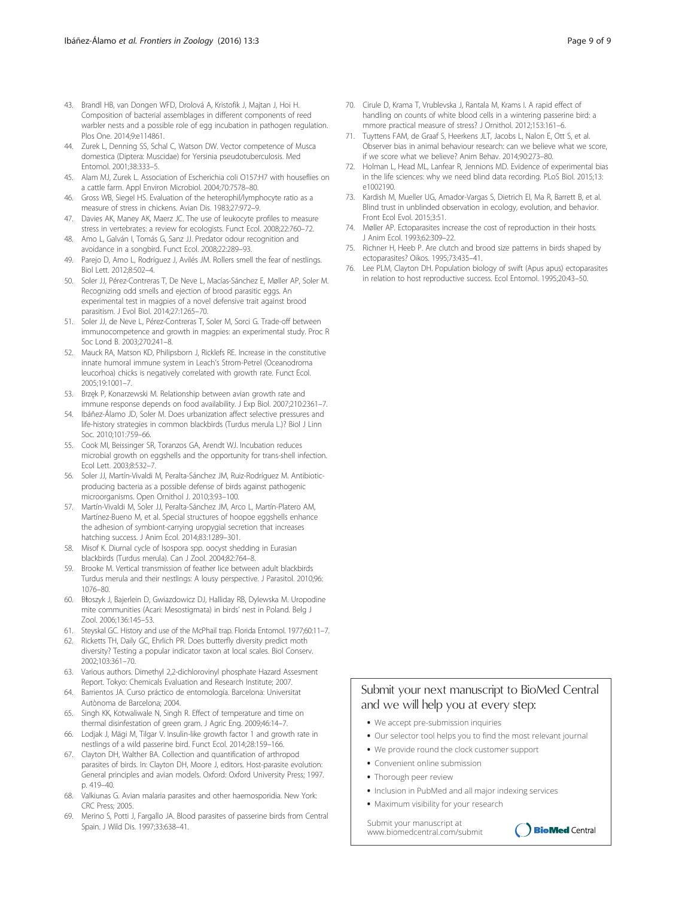43. Brandl HB, van Dongen WFD, Drolová A, Kristofik J, Majtan J, Hoi H. Composition of bacterial assemblages in different components of reed warbler nests and a possible role of egg incubation in pathogen regulation. Plos One. 2014;9:e114861.
44. Zurek L, Denning SS, Schal C, Watson DW. Vector competence of Musca domestica (Diptera: Muscidae) for Yersinia pseudotuberculosis. Med Entomol. 2001;38:333–5.
45. Alam MJ, Zurek L. Association of Escherichia coli O157:H7 with houseflies on a cattle farm. Appl Environ Microbiol. 2004;70:7578–80.
46. Gross WB, Siegel HS. Evaluation of the heterophil/lymphocyte ratio as a measure of stress in chickens. Avian Dis. 1983;27:972–9.
47. Davies AK, Maney AK, Maerz JC. The use of leukocyte profiles to measure stress in vertebrates: a review for ecologists. Funct Ecol. 2008;22:760–72.
48. Amo L, Galván I, Tomás G, Sanz JJ. Predator odour recognition and avoidance in a songbird. Funct Ecol. 2008;22:289–93.
49. Parejo D, Amo L, Rodríguez J, Avilés JM. Rollers smell the fear of nestlings. Biol Lett. 2012;8:502–4.
50. Soler JJ, Pérez-Contreras T, De Neve L, Macías-Sánchez E, Møller AP, Soler M. Recognizing odd smells and ejection of brood parasitic eggs. An experimental test in magpies of a novel defensive trait against brood parasitism. J Evol Biol. 2014;27:1265–70.
51. Soler JJ, de Neve L, Pérez-Contreras T, Soler M, Sorci G. Trade-off between immunocompetence and growth in magpies: an experimental study. Proc R Soc Lond B. 2003;270:241–8.
52. Mauck RA, Matson KD, Philipsborn J, Ricklefs RE. Increase in the constitutive innate humoral immune system in Leach's Strom-Petrel (Oceanodroma leucorhoa) chicks is negatively correlated with growth rate. Funct Ecol. 2005;19:1001–7.
53. Brzęk P, Konarzewski M. Relationship between avian growth rate and immune response depends on food availability. J Exp Biol. 2007;210:2361–7.
54. Ibáñez-Álamo JD, Soler M. Does urbanization affect selective pressures and life-history strategies in common blackbirds (Turdus merula L.)? Biol J Linn Soc. 2010;101:759–66.
55. Cook MI, Beissinger SR, Toranzos GA, Arendt WJ. Incubation reduces microbial growth on eggshells and the opportunity for trans-shell infection. Ecol Lett. 2003;8:532–7.
56. Soler JJ, Martín-Vivaldi M, Peralta-Sánchez JM, Ruiz-Rodríguez M. Antibiotic-producing bacteria as a possible defense of birds against pathogenic microorganisms. Open Ornithol J. 2010;3:93–100.
57. Martín-Vivaldi M, Soler JJ, Peralta-Sánchez JM, Arco L, Martín-Platero AM, Martínez-Bueno M, et al. Special structures of hoopoe eggshells enhance the adhesion of symbiont-carrying uropygial secretion that increases hatching success. J Anim Ecol. 2014;83:1289–301.
58. Misof K. Diurnal cycle of Isospora spp. oocyst shedding in Eurasian blackbirds (Turdus merula). Can J Zool. 2004;82:764–8.
59. Brooke M. Vertical transmission of feather lice between adult blackbirds Turdus merula and their nestlings: A lousy perspective. J Parasitol. 2010;96:1076–80.
60. Błoszyk J, Bajerlein D, Gwiazdowicz DJ, Halliday RB, Dylewska M. Uropodine mite communities (Acari: Mesostigmata) in birds' nest in Poland. Belg J Zool. 2006;136:145–53.
61. Steyskal GC. History and use of the McPhail trap. Florida Entomol. 1977;60:11–7.
62. Ricketts TH, Daily GC, Ehrlich PR. Does butterfly diversity predict moth diversity? Testing a popular indicator taxon at local scales. Biol Conserv. 2002;103:361–70.
63. Various authors. Dimethyl 2,2-dichlorovinyl phosphate Hazard Assesment Report. Tokyo: Chemicals Evaluation and Research Institute; 2007.
64. Barrientos JA. Curso práctico de entomología. Barcelona: Universitat Autònoma de Barcelona; 2004.
65. Singh KK, Kotwaliwale N, Singh R. Effect of temperature and time on thermal disinfestation of green gram. J Agric Eng. 2009;46:14–7.
66. Lodjak J, Mägi M, Tilgar V. Insulin-like growth factor 1 and growth rate in nestlings of a wild passerine bird. Funct Ecol. 2014;28:159–166.
67. Clayton DH, Walther BA. Collection and quantification of arthropod parasites of birds. In: Clayton DH, Moore J, editors. Host-parasite evolution: General principles and avian models. Oxford: Oxford University Press; 1997. p. 419–40.
68. Valkiunas G. Avian malaria parasites and other haemosporidia. New York: CRC Press; 2005.
69. Merino S, Potti J, Fargallo JA. Blood parasites of passerine birds from Central Spain. J Wild Dis. 1997;33:638–41.
70. Cirule D, Krama T, Vrublevska J, Rantala M, Krams I. A rapid effect of handling on counts of white blood cells in a wintering passerine bird: a mmore practical measure of stress? J Ornithol. 2012;153:161–6.
71. Tuyttens FAM, de Graaf S, Heerkens JLT, Jacobs L, Nalon E, Ott S, et al. Observer bias in animal behaviour research: can we believe what we score, if we score what we believe? Anim Behav. 2014;90:273–80.
72. Holman L, Head ML, Lanfear R, Jennions MD. Evidence of experimental bias in the life sciences: why we need blind data recording. PLoS Biol. 2015;13:e1002190.
73. Kardish M, Mueller UG, Amador-Vargas S, Dietrich EI, Ma R, Barrett B, et al. Blind trust in unblinded observation in ecology, evolution, and behavior. Front Ecol Evol. 2015;3:51.
74. Møller AP. Ectoparasites increase the cost of reproduction in their hosts. J Anim Ecol. 1993;62:309–22.
75. Richner H, Heeb P. Are clutch and brood size patterns in birds shaped by ectoparasites? Oikos. 1995;73:435–41.
76. Lee PLM, Clayton DH. Population biology of swift (Apus apus) ectoparasites in relation to host reproductive success. Ecol Entomol. 1995;20:43–50.

Submit your next manuscript to BioMed Central and we will help you at every step:

- We accept pre-submission inquiries
- Our selector tool helps you to find the most relevant journal
- We provide round the clock customer support
- Convenient online submission
- Thorough peer review
- Inclusion in PubMed and all major indexing services
- Maximum visibility for your research

Submit your manuscript at www.biomedcentral.com/submit

BioMed Central